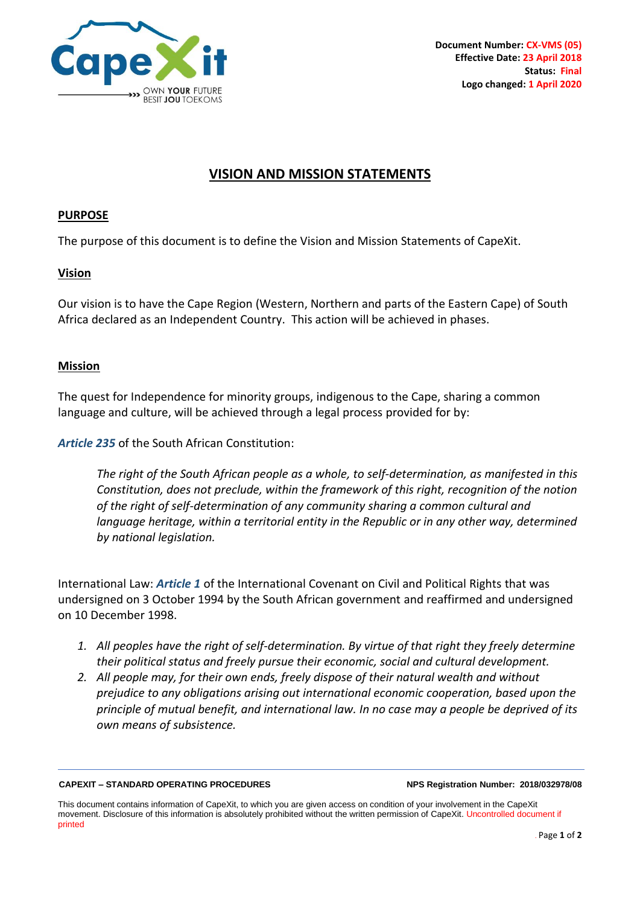Document Number: **CX-VMS (05)**
Effective Date: **23 April 2018**
Status: **Final**
Logo changed: **1 April 2020**

# VISION AND MISSION STATEMENTS

## PURPOSE

The purpose of this document is to define the Vision and Mission Statements of CapeXit.

## Vision

Our vision is to have the Cape Region (Western, Northern and parts of the Eastern Cape) of South Africa declared as an Independent Country. This action will be achieved in phases.

## Mission

The quest for Independence for minority groups, indigenous to the Cape, sharing a common language and culture, will be achieved through a legal process provided for by:

***Article 235*** of the South African Constitution:

> *The right of the South African people as a whole, to self-determination, as manifested in this Constitution, does not preclude, within the framework of this right, recognition of the notion of the right of self-determination of any community sharing a common cultural and language heritage, within a territorial entity in the Republic or in any other way, determined by national legislation.*

International Law: ***Article 1*** of the International Covenant on Civil and Political Rights that was undersigned on 3 October 1994 by the South African government and reaffirmed and undersigned on 10 December 1998.

1. *All peoples have the right of self-determination. By virtue of that right they freely determine their political status and freely pursue their economic, social and cultural development.*
2. *All people may, for their own ends, freely dispose of their natural wealth and without prejudice to any obligations arising out international economic cooperation, based upon the principle of mutual benefit, and international law. In no case may a people be deprived of its own means of subsistence.*

**CAPEXIT – STANDARD OPERATING PROCEDURES** **NPS Registration Number: 2018/032978/08**

This document contains information of CapeXit, to which you are given access on condition of your involvement in the CapeXit movement. Disclosure of this information is absolutely prohibited without the written permission of CapeXit. Uncontrolled document if printed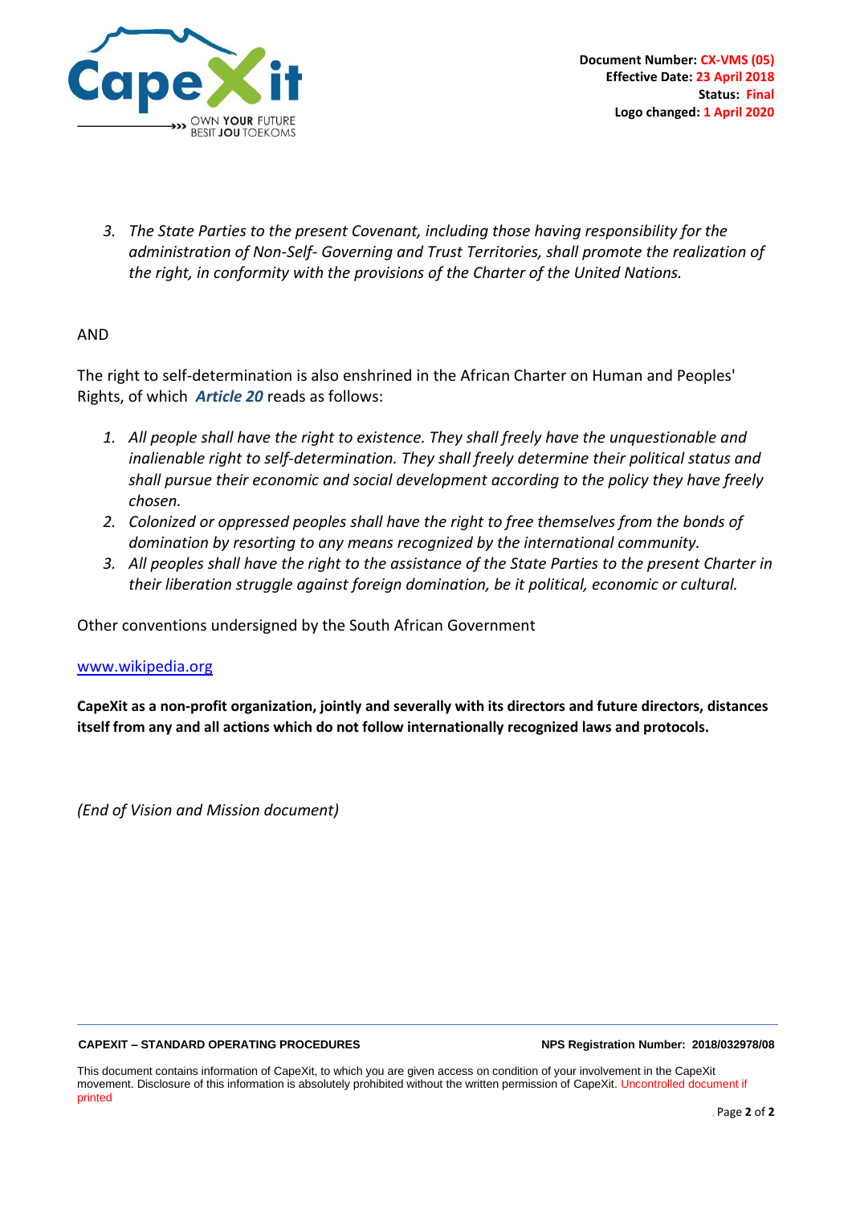3. *The State Parties to the present Covenant, including those having responsibility for the administration of Non-Self- Governing and Trust Territories, shall promote the realization of the right, in conformity with the provisions of the Charter of the United Nations.*

AND

The right to self-determination is also enshrined in the African Charter on Human and Peoples' Rights, of which ***Article 20*** reads as follows:

1. *All people shall have the right to existence. They shall freely have the unquestionable and inalienable right to self-determination. They shall freely determine their political status and shall pursue their economic and social development according to the policy they have freely chosen.*
2. *Colonized or oppressed peoples shall have the right to free themselves from the bonds of domination by resorting to any means recognized by the international community.*
3. *All peoples shall have the right to the assistance of the State Parties to the present Charter in their liberation struggle against foreign domination, be it political, economic or cultural.*

Other conventions undersigned by the South African Government

[www.wikipedia.org](http://www.wikipedia.org)

**CapeXit as a non-profit organization, jointly and severally with its directors and future directors, distances itself from any and all actions which do not follow internationally recognized laws and protocols.**

*(End of Vision and Mission document)*